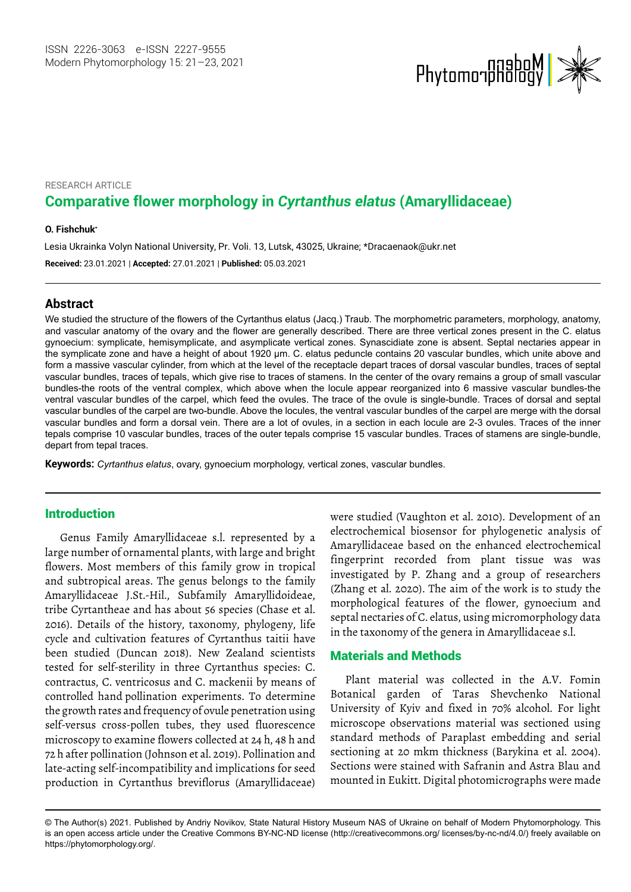RESEARCH ARTICLE

# Comparative flower morphology in *Cyrtanthus elatus* (Amaryllidaceae)

**O. Fishchuk***

Lesia Ukrainka Volyn National University, Pr. Voli. 13, Lutsk, 43025, Ukraine; *Dracaenaok@ukr.net

**Received:** 23.01.2021 | **Accepted:** 27.01.2021 | **Published:** 05.03.2021

## Abstract

We studied the structure of the flowers of the Cyrtanthus elatus (Jacq.) Traub. The morphometric parameters, morphology, anatomy, and vascular anatomy of the ovary and the flower are generally described. There are three vertical zones present in the C. elatus gynoecium: symplicate, hemisymplicate, and asymplicate vertical zones. Synascidiate zone is absent. Septal nectaries appear in the symplicate zone and have a height of about 1920 µm. C. elatus peduncle contains 20 vascular bundles, which unite above and form a massive vascular cylinder, from which at the level of the receptacle depart traces of dorsal vascular bundles, traces of septal vascular bundles, traces of tepals, which give rise to traces of stamens. In the center of the ovary remains a group of small vascular bundles-the roots of the ventral complex, which above when the locule appear reorganized into 6 massive vascular bundles-the ventral vascular bundles of the carpel, which feed the ovules. The trace of the ovule is single-bundle. Traces of dorsal and septal vascular bundles of the carpel are two-bundle. Above the locules, the ventral vascular bundles of the carpel are merge with the dorsal vascular bundles and form a dorsal vein. There are a lot of ovules, in a section in each locule are 2-3 ovules. Traces of the inner tepals comprise 10 vascular bundles, traces of the outer tepals comprise 15 vascular bundles. Traces of stamens are single-bundle, depart from tepal traces.

**Keywords:** *Cyrtanthus elatus*, ovary, gynoecium morphology, vertical zones, vascular bundles.

## Introduction

Genus Family Amaryllidaceae s.l. represented by a large number of ornamental plants, with large and bright flowers. Most members of this family grow in tropical and subtropical areas. The genus belongs to the family Amaryllidaceae J.St.-Hil., Subfamily Amaryllidoideae, tribe Cyrtantheae and has about 56 species (Chase et al. 2016). Details of the history, taxonomy, phylogeny, life cycle and cultivation features of Cyrtanthus taitii have been studied (Duncan 2018). New Zealand scientists tested for self-sterility in three Cyrtanthus species: C. contractus, C. ventricosus and C. mackenii by means of controlled hand pollination experiments. To determine the growth rates and frequency of ovule penetration using self-versus cross-pollen tubes, they used fluorescence microscopy to examine flowers collected at 24 h, 48 h and 72 h after pollination (Johnson et al. 2019). Pollination and late-acting self-incompatibility and implications for seed production in Cyrtanthus breviflorus (Amaryllidaceae) were studied (Vaughton et al. 2010). Development of an electrochemical biosensor for phylogenetic analysis of Amaryllidaceae based on the enhanced electrochemical fingerprint recorded from plant tissue was was investigated by P. Zhang and a group of researchers (Zhang et al. 2020). The aim of the work is to study the morphological features of the flower, gynoecium and septal nectaries of C. elatus, using micromorphology data in the taxonomy of the genera in Amaryllidaceae s.l.

## Materials and Methods

Plant material was collected in the A.V. Fomin Botanical garden of Taras Shevchenko National University of Kyiv and fixed in 70% alcohol. For light microscope observations material was sectioned using standard methods of Paraplast embedding and serial sectioning at 20 mkm thickness (Barykina et al. 2004). Sections were stained with Safranin and Astra Blau and mounted in Eukitt. Digital photomicrographs were made

© The Author(s) 2021. Published by Andriy Novikov, State Natural History Museum NAS of Ukraine on behalf of Modern Phytomorphology. This is an open access article under the Creative Commons BY-NC-ND license (http://creativecommons.org/ licenses/by-nc-nd/4.0/) freely available on https://phytomorphology.org/.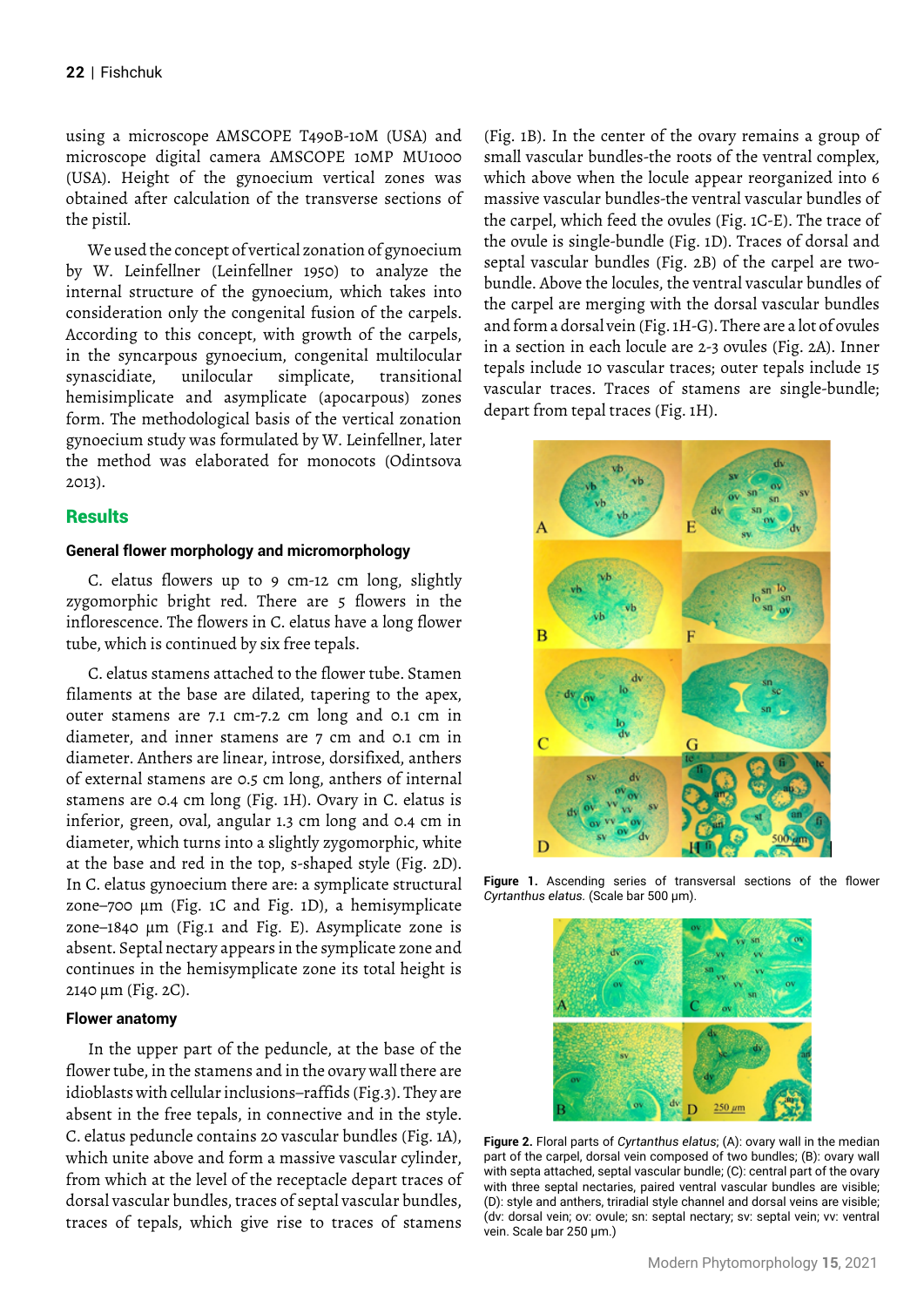using a microscope AMSCOPE T490B-10M (USA) and microscope digital camera AMSCOPE 10MP MU1000 (USA). Height of the gynoecium vertical zones was obtained after calculation of the transverse sections of the pistil.

We used the concept of vertical zonation of gynoecium by W. Leinfellner (Leinfellner 1950) to analyze the internal structure of the gynoecium, which takes into consideration only the congenital fusion of the carpels. According to this concept, with growth of the carpels, in the syncarpous gynoecium, congenital multilocular synascidiate, unilocular simplicate, transitional hemisimplicate and asymplicate (apocarpous) zones form. The methodological basis of the vertical zonation gynoecium study was formulated by W. Leinfellner, later the method was elaborated for monocots (Odintsova 2013).

## Results

### General flower morphology and micromorphology

C. elatus flowers up to 9 cm-12 cm long, slightly zygomorphic bright red. There are 5 flowers in the inflorescence. The flowers in C. elatus have a long flower tube, which is continued by six free tepals.

C. elatus stamens attached to the flower tube. Stamen filaments at the base are dilated, tapering to the apex, outer stamens are 7.1 cm-7.2 cm long and 0.1 cm in diameter, and inner stamens are 7 cm and 0.1 cm in diameter. Anthers are linear, introse, dorsifixed, anthers of external stamens are 0.5 cm long, anthers of internal stamens are 0.4 cm long (Fig. 1H). Ovary in C. elatus is inferior, green, oval, angular 1.3 cm long and 0.4 cm in diameter, which turns into a slightly zygomorphic, white at the base and red in the top, s-shaped style (Fig. 2D). In C. elatus gynoecium there are: a symplicate structural zone–700 μm (Fig. 1C and Fig. 1D), a hemisymplicate zone–1840 μm (Fig.1 and Fig. E). Asymplicate zone is absent. Septal nectary appears in the symplicate zone and continues in the hemisymplicate zone its total height is 2140 μm (Fig. 2C).

### Flower anatomy

In the upper part of the peduncle, at the base of the flower tube, in the stamens and in the ovary wall there are idioblasts with cellular inclusions–raffids (Fig.3). They are absent in the free tepals, in connective and in the style. C. elatus peduncle contains 20 vascular bundles (Fig. 1A), which unite above and form a massive vascular cylinder, from which at the level of the receptacle depart traces of dorsal vascular bundles, traces of septal vascular bundles, traces of tepals, which give rise to traces of stamens (Fig. 1B). In the center of the ovary remains a group of small vascular bundles-the roots of the ventral complex, which above when the locule appear reorganized into 6 massive vascular bundles-the ventral vascular bundles of the carpel, which feed the ovules (Fig. 1C-E). The trace of the ovule is single-bundle (Fig. 1D). Traces of dorsal and septal vascular bundles (Fig. 2B) of the carpel are two-bundle. Above the locules, the ventral vascular bundles of the carpel are merging with the dorsal vascular bundles and form a dorsal vein (Fig. 1H-G). There are a lot of ovules in a section in each locule are 2-3 ovules (Fig. 2A). Inner tepals include 10 vascular traces; outer tepals include 15 vascular traces. Traces of stamens are single-bundle; depart from tepal traces (Fig. 1H).

**Figure 1.** Ascending series of transversal sections of the flower *Cyrtanthus elatus*. (Scale bar 500 μm).

**Figure 2.** Floral parts of *Cyrtanthus elatus*; (A): ovary wall in the median part of the carpel, dorsal vein composed of two bundles; (B): ovary wall with septa attached, septal vascular bundle; (C): central part of the ovary with three septal nectaries, paired ventral vascular bundles are visible; (D): style and anthers, triradial style channel and dorsal veins are visible; (dv: dorsal vein; ov: ovule; sn: septal nectary; sv: septal vein; vv: ventral vein. Scale bar 250 μm.)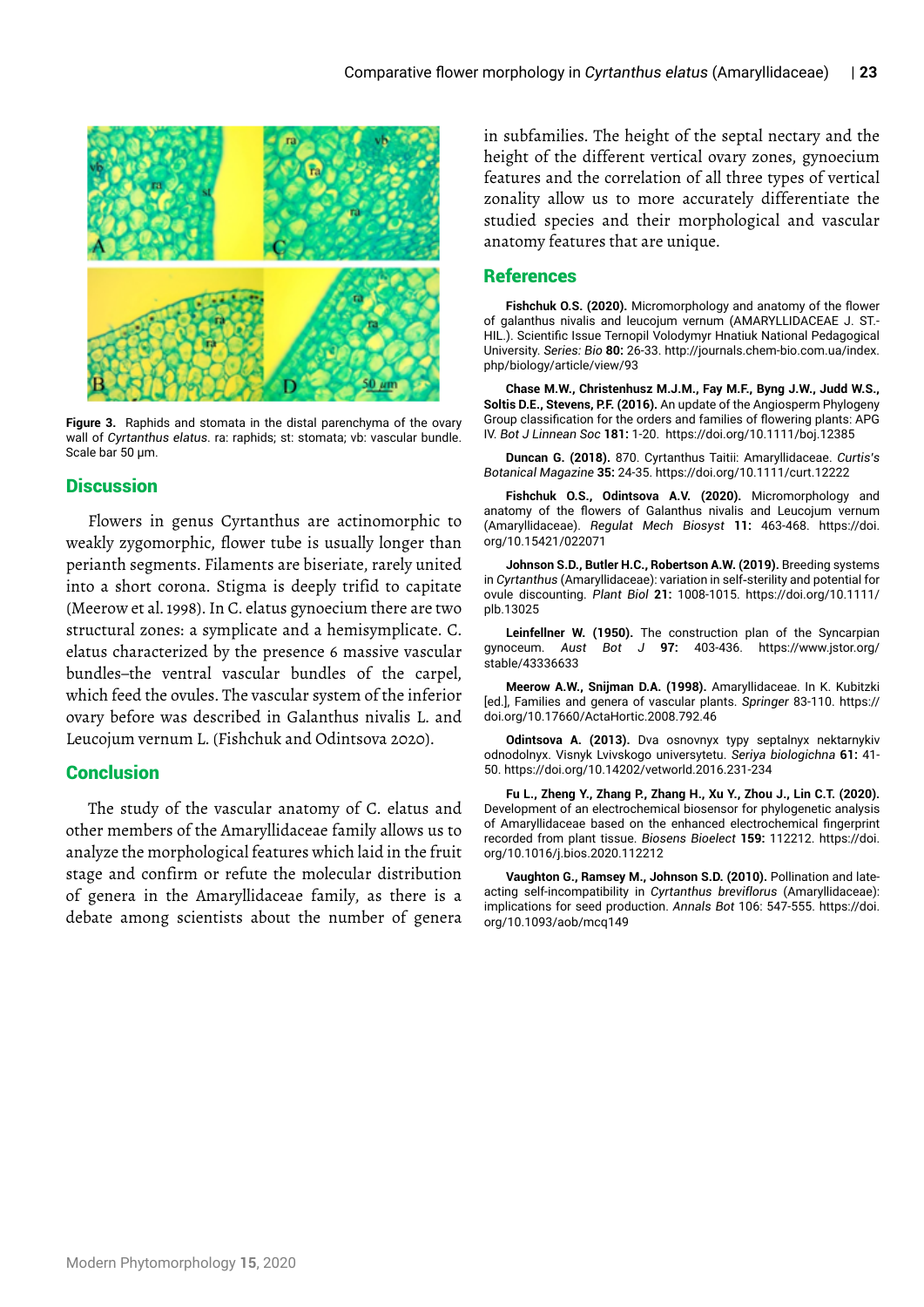Figure 3. Raphids and stomata in the distal parenchyma of the ovary wall of *Cyrtanthus elatus*. ra: raphids; st: stomata; vb: vascular bundle. Scale bar 50 µm.

## Discussion

Flowers in genus Cyrtanthus are actinomorphic to weakly zygomorphic, flower tube is usually longer than perianth segments. Filaments are biseriate, rarely united into a short corona. Stigma is deeply trifid to capitate (Meerow et al. 1998). In C. elatus gynoecium there are two structural zones: a symplicate and a hemisymplicate. C. elatus characterized by the presence 6 massive vascular bundles–the ventral vascular bundles of the carpel, which feed the ovules. The vascular system of the inferior ovary before was described in Galanthus nivalis L. and Leucojum vernum L. (Fishchuk and Odintsova 2020).

## Conclusion

The study of the vascular anatomy of C. elatus and other members of the Amaryllidaceae family allows us to analyze the morphological features which laid in the fruit stage and confirm or refute the molecular distribution of genera in the Amaryllidaceae family, as there is a debate among scientists about the number of genera in subfamilies. The height of the septal nectary and the height of the different vertical ovary zones, gynoecium features and the correlation of all three types of vertical zonality allow us to more accurately differentiate the studied species and their morphological and vascular anatomy features that are unique.

## References

**Fishchuk O.S. (2020).** Micromorphology and anatomy of the flower of galanthus nivalis and leucojum vernum (AMARYLLIDACEAE J. ST.-HIL.). Scientific Issue Ternopil Volodymyr Hnatiuk National Pedagogical University. *Series: Bio* **80:** 26-33. http://journals.chem-bio.com.ua/index.php/biology/article/view/93

**Chase M.W., Christenhusz M.J.M., Fay M.F., Byng J.W., Judd W.S., Soltis D.E., Stevens, P.F. (2016).** An update of the Angiosperm Phylogeny Group classification for the orders and families of flowering plants: APG IV. *Bot J Linnean Soc* **181:** 1-20. https://doi.org/10.1111/boj.12385

**Duncan G. (2018).** 870. Cyrtanthus Taitii: Amaryllidaceae. *Curtis's Botanical Magazine* **35:** 24-35. https://doi.org/10.1111/curt.12222

**Fishchuk O.S., Odintsova A.V. (2020).** Micromorphology and anatomy of the flowers of Galanthus nivalis and Leucojum vernum (Amaryllidaceae). *Regulat Mech Biosyst* **11:** 463-468. https://doi.org/10.15421/022071

**Johnson S.D., Butler H.C., Robertson A.W. (2019).** Breeding systems in *Cyrthanthus* (Amaryllidaceae): variation in self-sterility and potential for ovule discounting. *Plant Biol* **21:** 1008-1015. https://doi.org/10.1111/plb.13025

**Leinfellner W. (1950).** The construction plan of the Syncarpian gynoceum. *Aust Bot J* **97:** 403-436. https://www.jstor.org/stable/43336633

**Meerow A.W., Snijman D.A. (1998).** Amaryllidaceae. In K. Kubitzki [ed.], Families and genera of vascular plants. *Springer* 83-110. https://doi.org/10.17660/ActaHortic.2008.792.46

**Odintsova A. (2013).** Dva osnovnyx typy septalnyx nektarnykiv odnodolnyx. Visnyk Lvivskogo universytetu. *Seriya biologichna* **61:** 41-50. https://doi.org/10.14202/vetworld.2016.231-234

**Fu L., Zheng Y., Zhang P., Zhang H., Xu Y., Zhou J., Lin C.T. (2020).** Development of an electrochemical biosensor for phylogenetic analysis of Amaryllidaceae based on the enhanced electrochemical fingerprint recorded from plant tissue. *Biosens Bioelect* **159:** 112212. https://doi.org/10.1016/j.bios.2020.112212

**Vaughton G., Ramsey M., Johnson S.D. (2010).** Pollination and late-acting self-incompatibility in *Cyrtanthus breviflorus* (Amaryllidaceae): implications for seed production. *Annals Bot* 106: 547-555. https://doi.org/10.1093/aob/mcq149